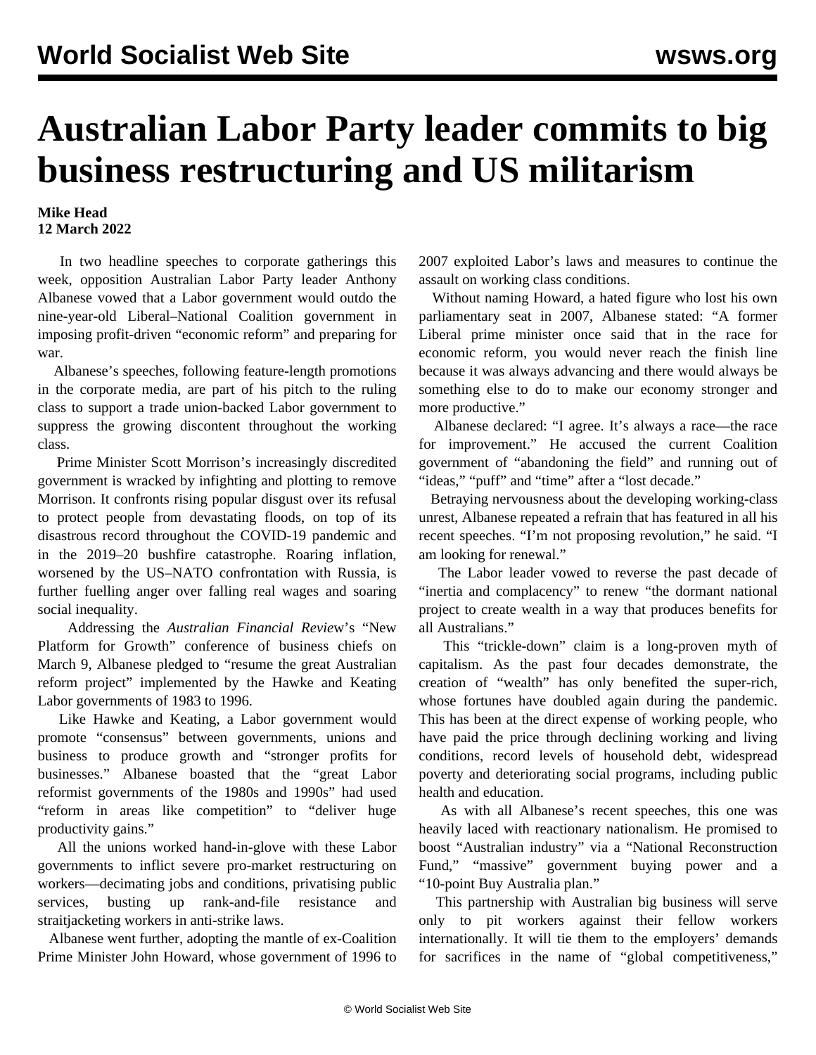# Australian Labor Party leader commits to big business restructuring and US militarism

**Mike Head**
**12 March 2022**

In two headline speeches to corporate gatherings this week, opposition Australian Labor Party leader Anthony Albanese vowed that a Labor government would outdo the nine-year-old Liberal–National Coalition government in imposing profit-driven "economic reform" and preparing for war.

Albanese's speeches, following feature-length promotions in the corporate media, are part of his pitch to the ruling class to support a trade union-backed Labor government to suppress the growing discontent throughout the working class.

Prime Minister Scott Morrison's increasingly discredited government is wracked by infighting and plotting to remove Morrison. It confronts rising popular disgust over its refusal to protect people from devastating floods, on top of its disastrous record throughout the COVID-19 pandemic and in the 2019–20 bushfire catastrophe. Roaring inflation, worsened by the US–NATO confrontation with Russia, is further fuelling anger over falling real wages and soaring social inequality.

Addressing the *Australian Financial Review*'s "New Platform for Growth" conference of business chiefs on March 9, Albanese pledged to "resume the great Australian reform project" implemented by the Hawke and Keating Labor governments of 1983 to 1996.

Like Hawke and Keating, a Labor government would promote "consensus" between governments, unions and business to produce growth and "stronger profits for businesses." Albanese boasted that the "great Labor reformist governments of the 1980s and 1990s" had used "reform in areas like competition" to "deliver huge productivity gains."

All the unions worked hand-in-glove with these Labor governments to inflict severe pro-market restructuring on workers—decimating jobs and conditions, privatising public services, busting up rank-and-file resistance and straitjacketing workers in anti-strike laws.

Albanese went further, adopting the mantle of ex-Coalition Prime Minister John Howard, whose government of 1996 to 2007 exploited Labor's laws and measures to continue the assault on working class conditions.

Without naming Howard, a hated figure who lost his own parliamentary seat in 2007, Albanese stated: "A former Liberal prime minister once said that in the race for economic reform, you would never reach the finish line because it was always advancing and there would always be something else to do to make our economy stronger and more productive."

Albanese declared: "I agree. It's always a race—the race for improvement." He accused the current Coalition government of "abandoning the field" and running out of "ideas," "puff" and "time" after a "lost decade."

Betraying nervousness about the developing working-class unrest, Albanese repeated a refrain that has featured in all his recent speeches. "I'm not proposing revolution," he said. "I am looking for renewal."

The Labor leader vowed to reverse the past decade of "inertia and complacency" to renew "the dormant national project to create wealth in a way that produces benefits for all Australians."

This "trickle-down" claim is a long-proven myth of capitalism. As the past four decades demonstrate, the creation of "wealth" has only benefited the super-rich, whose fortunes have doubled again during the pandemic. This has been at the direct expense of working people, who have paid the price through declining working and living conditions, record levels of household debt, widespread poverty and deteriorating social programs, including public health and education.

As with all Albanese's recent speeches, this one was heavily laced with reactionary nationalism. He promised to boost "Australian industry" via a "National Reconstruction Fund," "massive" government buying power and a "10-point Buy Australia plan."

This partnership with Australian big business will serve only to pit workers against their fellow workers internationally. It will tie them to the employers' demands for sacrifices in the name of "global competitiveness,"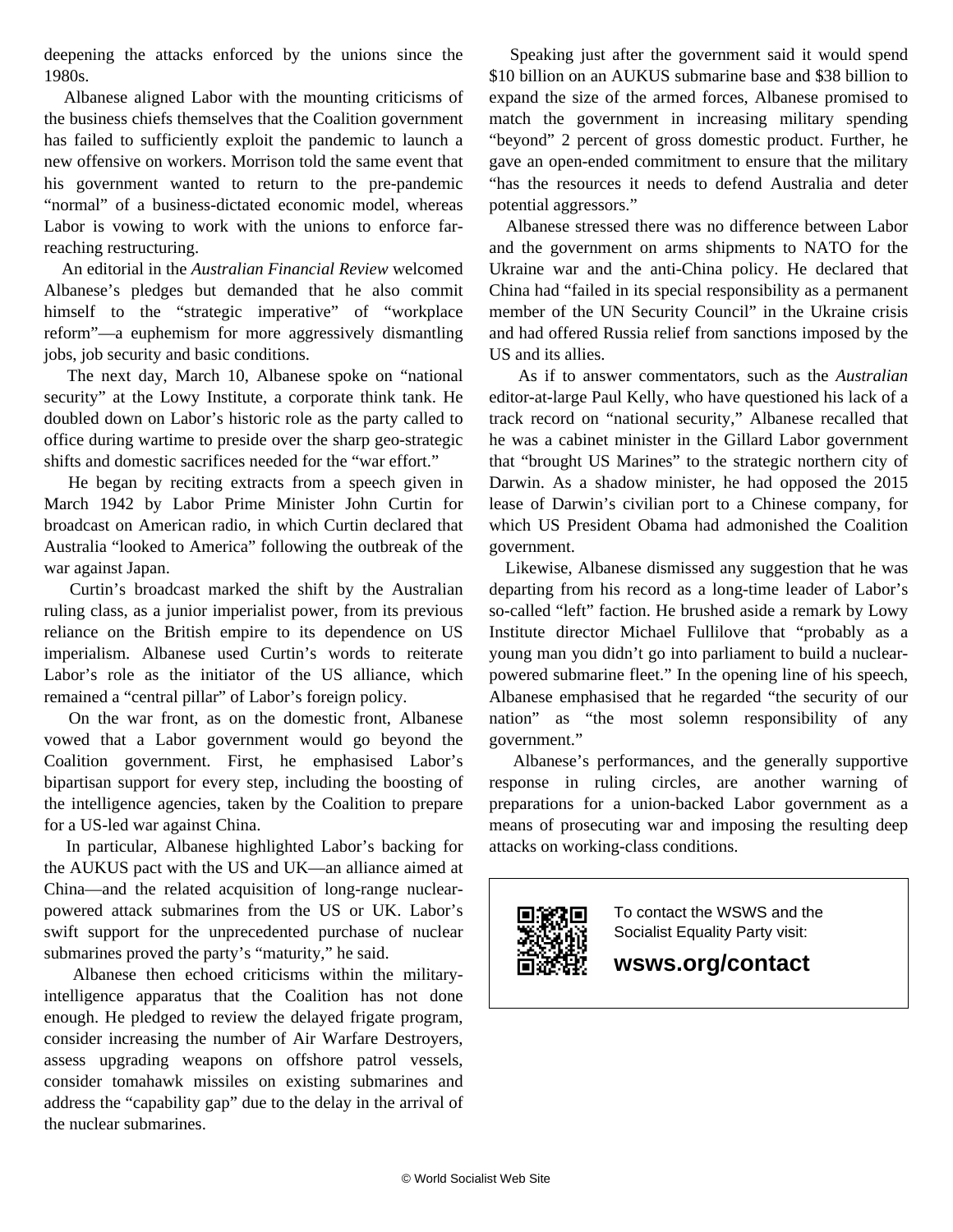deepening the attacks enforced by the unions since the 1980s.

Albanese aligned Labor with the mounting criticisms of the business chiefs themselves that the Coalition government has failed to sufficiently exploit the pandemic to launch a new offensive on workers. Morrison told the same event that his government wanted to return to the pre-pandemic "normal" of a business-dictated economic model, whereas Labor is vowing to work with the unions to enforce far-reaching restructuring.

An editorial in the *Australian Financial Review* welcomed Albanese's pledges but demanded that he also commit himself to the "strategic imperative" of "workplace reform"—a euphemism for more aggressively dismantling jobs, job security and basic conditions.

The next day, March 10, Albanese spoke on "national security" at the Lowy Institute, a corporate think tank. He doubled down on Labor's historic role as the party called to office during wartime to preside over the sharp geo-strategic shifts and domestic sacrifices needed for the "war effort."

He began by reciting extracts from a speech given in March 1942 by Labor Prime Minister John Curtin for broadcast on American radio, in which Curtin declared that Australia "looked to America" following the outbreak of the war against Japan.

Curtin's broadcast marked the shift by the Australian ruling class, as a junior imperialist power, from its previous reliance on the British empire to its dependence on US imperialism. Albanese used Curtin's words to reiterate Labor's role as the initiator of the US alliance, which remained a "central pillar" of Labor's foreign policy.

On the war front, as on the domestic front, Albanese vowed that a Labor government would go beyond the Coalition government. First, he emphasised Labor's bipartisan support for every step, including the boosting of the intelligence agencies, taken by the Coalition to prepare for a US-led war against China.

In particular, Albanese highlighted Labor's backing for the AUKUS pact with the US and UK—an alliance aimed at China—and the related acquisition of long-range nuclear-powered attack submarines from the US or UK. Labor's swift support for the unprecedented purchase of nuclear submarines proved the party's "maturity," he said.

Albanese then echoed criticisms within the military-intelligence apparatus that the Coalition has not done enough. He pledged to review the delayed frigate program, consider increasing the number of Air Warfare Destroyers, assess upgrading weapons on offshore patrol vessels, consider tomahawk missiles on existing submarines and address the "capability gap" due to the delay in the arrival of the nuclear submarines.

Speaking just after the government said it would spend $10 billion on an AUKUS submarine base and $38 billion to expand the size of the armed forces, Albanese promised to match the government in increasing military spending "beyond" 2 percent of gross domestic product. Further, he gave an open-ended commitment to ensure that the military "has the resources it needs to defend Australia and deter potential aggressors."

Albanese stressed there was no difference between Labor and the government on arms shipments to NATO for the Ukraine war and the anti-China policy. He declared that China had "failed in its special responsibility as a permanent member of the UN Security Council" in the Ukraine crisis and had offered Russia relief from sanctions imposed by the US and its allies.

As if to answer commentators, such as the *Australian* editor-at-large Paul Kelly, who have questioned his lack of a track record on "national security," Albanese recalled that he was a cabinet minister in the Gillard Labor government that "brought US Marines" to the strategic northern city of Darwin. As a shadow minister, he had opposed the 2015 lease of Darwin's civilian port to a Chinese company, for which US President Obama had admonished the Coalition government.

Likewise, Albanese dismissed any suggestion that he was departing from his record as a long-time leader of Labor's so-called "left" faction. He brushed aside a remark by Lowy Institute director Michael Fullilove that "probably as a young man you didn't go into parliament to build a nuclear-powered submarine fleet." In the opening line of his speech, Albanese emphasised that he regarded "the security of our nation" as "the most solemn responsibility of any government."

Albanese's performances, and the generally supportive response in ruling circles, are another warning of preparations for a union-backed Labor government as a means of prosecuting war and imposing the resulting deep attacks on working-class conditions.

To contact the WSWS and the Socialist Equality Party visit:

**wsws.org/contact**